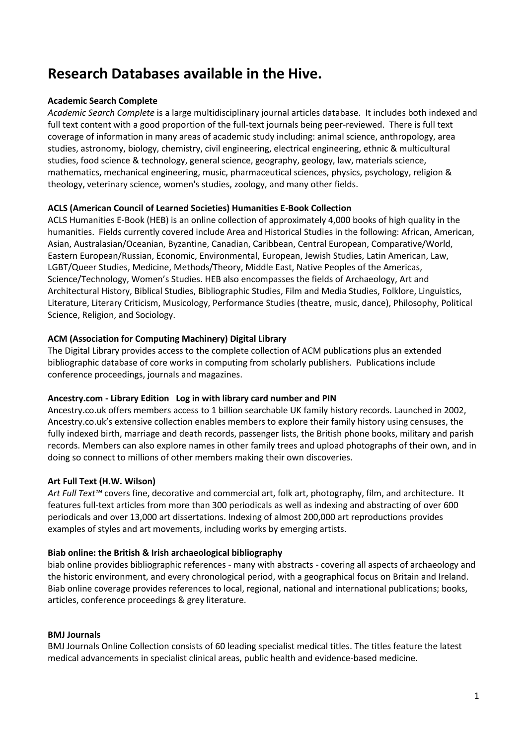# Research Databases available in the Hive.

**Academic Search Complete**
*Academic Search Complete* is a large multidisciplinary journal articles database. It includes both indexed and full text content with a good proportion of the full-text journals being peer-reviewed. There is full text coverage of information in many areas of academic study including: animal science, anthropology, area studies, astronomy, biology, chemistry, civil engineering, electrical engineering, ethnic & multicultural studies, food science & technology, general science, geography, geology, law, materials science, mathematics, mechanical engineering, music, pharmaceutical sciences, physics, psychology, religion & theology, veterinary science, women's studies, zoology, and many other fields.

**ACLS (American Council of Learned Societies) Humanities E-Book Collection**
ACLS Humanities E-Book (HEB) is an online collection of approximately 4,000 books of high quality in the humanities. Fields currently covered include Area and Historical Studies in the following: African, American, Asian, Australasian/Oceanian, Byzantine, Canadian, Caribbean, Central European, Comparative/World, Eastern European/Russian, Economic, Environmental, European, Jewish Studies, Latin American, Law, LGBT/Queer Studies, Medicine, Methods/Theory, Middle East, Native Peoples of the Americas, Science/Technology, Women's Studies. HEB also encompasses the fields of Archaeology, Art and Architectural History, Biblical Studies, Bibliographic Studies, Film and Media Studies, Folklore, Linguistics, Literature, Literary Criticism, Musicology, Performance Studies (theatre, music, dance), Philosophy, Political Science, Religion, and Sociology.

**ACM (Association for Computing Machinery) Digital Library**
The Digital Library provides access to the complete collection of ACM publications plus an extended bibliographic database of core works in computing from scholarly publishers. Publications include conference proceedings, journals and magazines.

**Ancestry.com - Library Edition Log in with library card number and PIN**
Ancestry.co.uk offers members access to 1 billion searchable UK family history records. Launched in 2002, Ancestry.co.uk's extensive collection enables members to explore their family history using censuses, the fully indexed birth, marriage and death records, passenger lists, the British phone books, military and parish records. Members can also explore names in other family trees and upload photographs of their own, and in doing so connect to millions of other members making their own discoveries.

**Art Full Text (H.W. Wilson)**
*Art Full Text™* covers fine, decorative and commercial art, folk art, photography, film, and architecture. It features full-text articles from more than 300 periodicals as well as indexing and abstracting of over 600 periodicals and over 13,000 art dissertations. Indexing of almost 200,000 art reproductions provides examples of styles and art movements, including works by emerging artists.

**Biab online: the British & Irish archaeological bibliography**
biab online provides bibliographic references - many with abstracts - covering all aspects of archaeology and the historic environment, and every chronological period, with a geographical focus on Britain and Ireland. Biab online coverage provides references to local, regional, national and international publications; books, articles, conference proceedings & grey literature.

**BMJ Journals**
BMJ Journals Online Collection consists of 60 leading specialist medical titles. The titles feature the latest medical advancements in specialist clinical areas, public health and evidence-based medicine.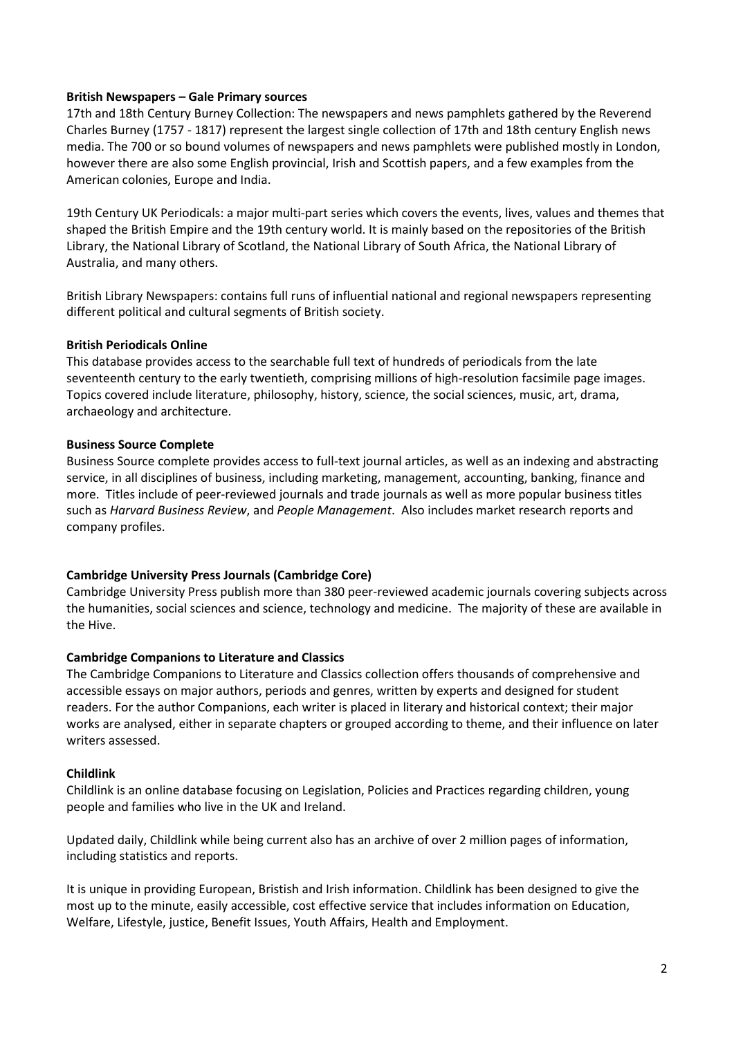**British Newspapers – Gale Primary sources**

17th and 18th Century Burney Collection: The newspapers and news pamphlets gathered by the Reverend Charles Burney (1757 - 1817) represent the largest single collection of 17th and 18th century English news media. The 700 or so bound volumes of newspapers and news pamphlets were published mostly in London, however there are also some English provincial, Irish and Scottish papers, and a few examples from the American colonies, Europe and India.

19th Century UK Periodicals: a major multi-part series which covers the events, lives, values and themes that shaped the British Empire and the 19th century world. It is mainly based on the repositories of the British Library, the National Library of Scotland, the National Library of South Africa, the National Library of Australia, and many others.

British Library Newspapers: contains full runs of influential national and regional newspapers representing different political and cultural segments of British society.

**British Periodicals Online**

This database provides access to the searchable full text of hundreds of periodicals from the late seventeenth century to the early twentieth, comprising millions of high-resolution facsimile page images. Topics covered include literature, philosophy, history, science, the social sciences, music, art, drama, archaeology and architecture.

**Business Source Complete**

Business Source complete provides access to full-text journal articles, as well as an indexing and abstracting service, in all disciplines of business, including marketing, management, accounting, banking, finance and more. Titles include of peer-reviewed journals and trade journals as well as more popular business titles such as *Harvard Business Review*, and *People Management*. Also includes market research reports and company profiles.

**Cambridge University Press Journals (Cambridge Core)**

Cambridge University Press publish more than 380 peer-reviewed academic journals covering subjects across the humanities, social sciences and science, technology and medicine. The majority of these are available in the Hive.

**Cambridge Companions to Literature and Classics**

The Cambridge Companions to Literature and Classics collection offers thousands of comprehensive and accessible essays on major authors, periods and genres, written by experts and designed for student readers. For the author Companions, each writer is placed in literary and historical context; their major works are analysed, either in separate chapters or grouped according to theme, and their influence on later writers assessed.

**Childlink**

Childlink is an online database focusing on Legislation, Policies and Practices regarding children, young people and families who live in the UK and Ireland.

Updated daily, Childlink while being current also has an archive of over 2 million pages of information, including statistics and reports.

It is unique in providing European, Bristish and Irish information. Childlink has been designed to give the most up to the minute, easily accessible, cost effective service that includes information on Education, Welfare, Lifestyle, justice, Benefit Issues, Youth Affairs, Health and Employment.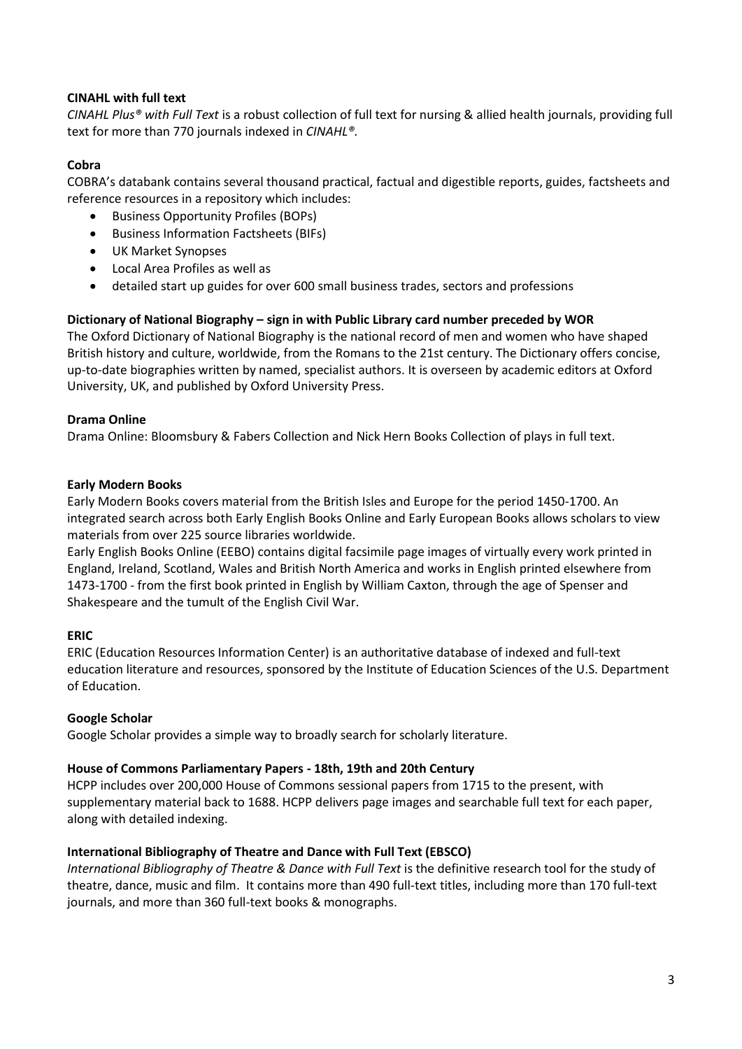**CINAHL with full text**

*CINAHL Plus® with Full Text* is a robust collection of full text for nursing & allied health journals, providing full text for more than 770 journals indexed in *CINAHL®*.

**Cobra**

COBRA's databank contains several thousand practical, factual and digestible reports, guides, factsheets and reference resources in a repository which includes:

- Business Opportunity Profiles (BOPs)
- Business Information Factsheets (BIFs)
- UK Market Synopses
- Local Area Profiles as well as
- detailed start up guides for over 600 small business trades, sectors and professions

**Dictionary of National Biography – sign in with Public Library card number preceded by WOR**

The Oxford Dictionary of National Biography is the national record of men and women who have shaped British history and culture, worldwide, from the Romans to the 21st century. The Dictionary offers concise, up-to-date biographies written by named, specialist authors. It is overseen by academic editors at Oxford University, UK, and published by Oxford University Press.

**Drama Online**

Drama Online: Bloomsbury & Fabers Collection and Nick Hern Books Collection of plays in full text.

**Early Modern Books**

Early Modern Books covers material from the British Isles and Europe for the period 1450-1700. An integrated search across both Early English Books Online and Early European Books allows scholars to view materials from over 225 source libraries worldwide.

Early English Books Online (EEBO) contains digital facsimile page images of virtually every work printed in England, Ireland, Scotland, Wales and British North America and works in English printed elsewhere from 1473-1700 - from the first book printed in English by William Caxton, through the age of Spenser and Shakespeare and the tumult of the English Civil War.

**ERIC**

ERIC (Education Resources Information Center) is an authoritative database of indexed and full-text education literature and resources, sponsored by the Institute of Education Sciences of the U.S. Department of Education.

**Google Scholar**

Google Scholar provides a simple way to broadly search for scholarly literature.

**House of Commons Parliamentary Papers - 18th, 19th and 20th Century**

HCPP includes over 200,000 House of Commons sessional papers from 1715 to the present, with supplementary material back to 1688. HCPP delivers page images and searchable full text for each paper, along with detailed indexing.

**International Bibliography of Theatre and Dance with Full Text (EBSCO)**

*International Bibliography of Theatre & Dance with Full Text* is the definitive research tool for the study of theatre, dance, music and film. It contains more than 490 full-text titles, including more than 170 full-text journals, and more than 360 full-text books & monographs.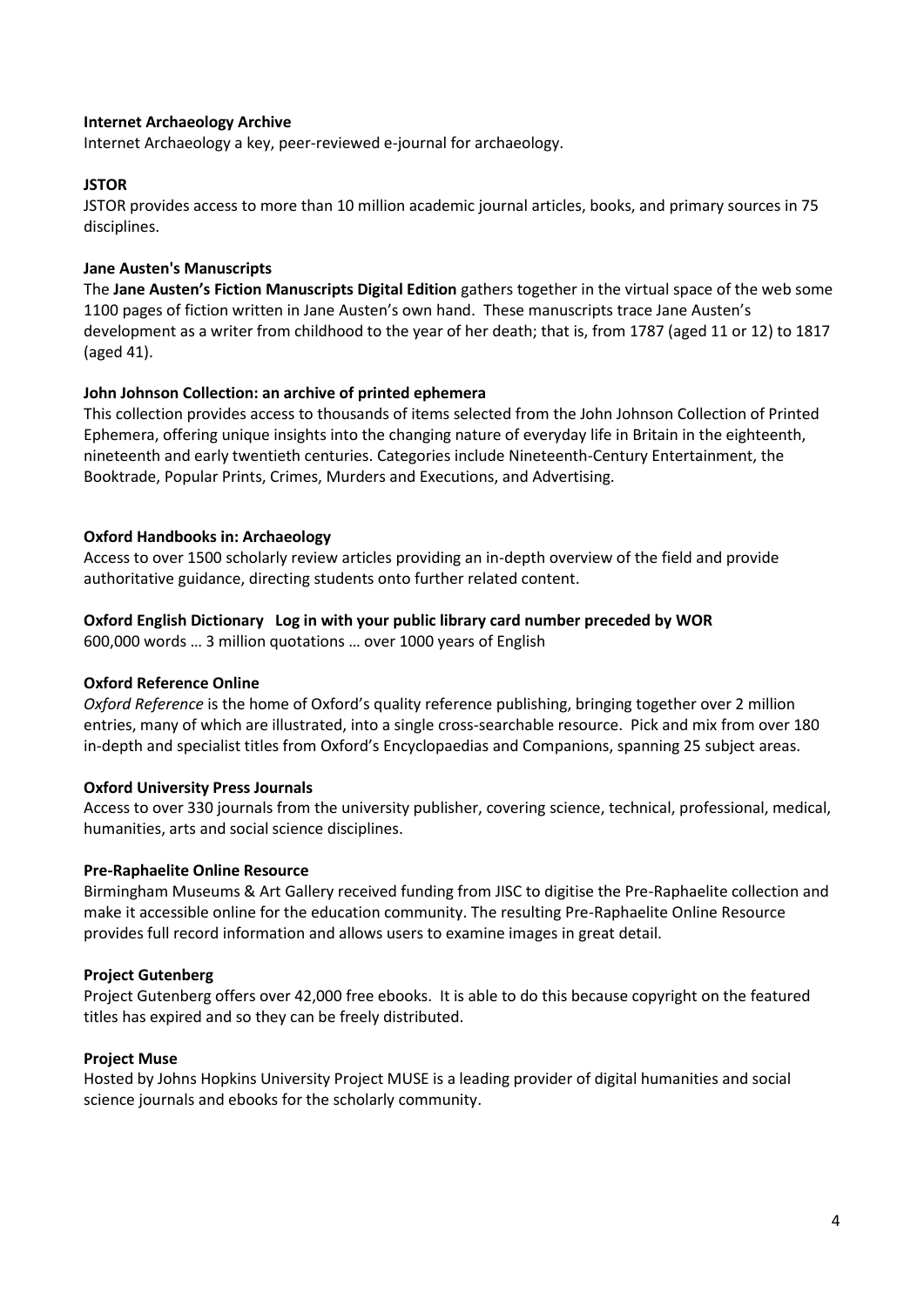**Internet Archaeology Archive**
Internet Archaeology a key, peer-reviewed e-journal for archaeology.

**JSTOR**
JSTOR provides access to more than 10 million academic journal articles, books, and primary sources in 75 disciplines.

**Jane Austen's Manuscripts**
The **Jane Austen's Fiction Manuscripts Digital Edition** gathers together in the virtual space of the web some 1100 pages of fiction written in Jane Austen's own hand. These manuscripts trace Jane Austen's development as a writer from childhood to the year of her death; that is, from 1787 (aged 11 or 12) to 1817 (aged 41).

**John Johnson Collection: an archive of printed ephemera**
This collection provides access to thousands of items selected from the John Johnson Collection of Printed Ephemera, offering unique insights into the changing nature of everyday life in Britain in the eighteenth, nineteenth and early twentieth centuries. Categories include Nineteenth-Century Entertainment, the Booktrade, Popular Prints, Crimes, Murders and Executions, and Advertising.

**Oxford Handbooks in: Archaeology**
Access to over 1500 scholarly review articles providing an in-depth overview of the field and provide authoritative guidance, directing students onto further related content.

**Oxford English Dictionary Log in with your public library card number preceded by WOR**
600,000 words … 3 million quotations … over 1000 years of English

**Oxford Reference Online**
*Oxford Reference* is the home of Oxford's quality reference publishing, bringing together over 2 million entries, many of which are illustrated, into a single cross-searchable resource. Pick and mix from over 180 in-depth and specialist titles from Oxford's Encyclopaedias and Companions, spanning 25 subject areas.

**Oxford University Press Journals**
Access to over 330 journals from the university publisher, covering science, technical, professional, medical, humanities, arts and social science disciplines.

**Pre-Raphaelite Online Resource**
Birmingham Museums & Art Gallery received funding from JISC to digitise the Pre-Raphaelite collection and make it accessible online for the education community. The resulting Pre-Raphaelite Online Resource provides full record information and allows users to examine images in great detail.

**Project Gutenberg**
Project Gutenberg offers over 42,000 free ebooks. It is able to do this because copyright on the featured titles has expired and so they can be freely distributed.

**Project Muse**
Hosted by Johns Hopkins University Project MUSE is a leading provider of digital humanities and social science journals and ebooks for the scholarly community.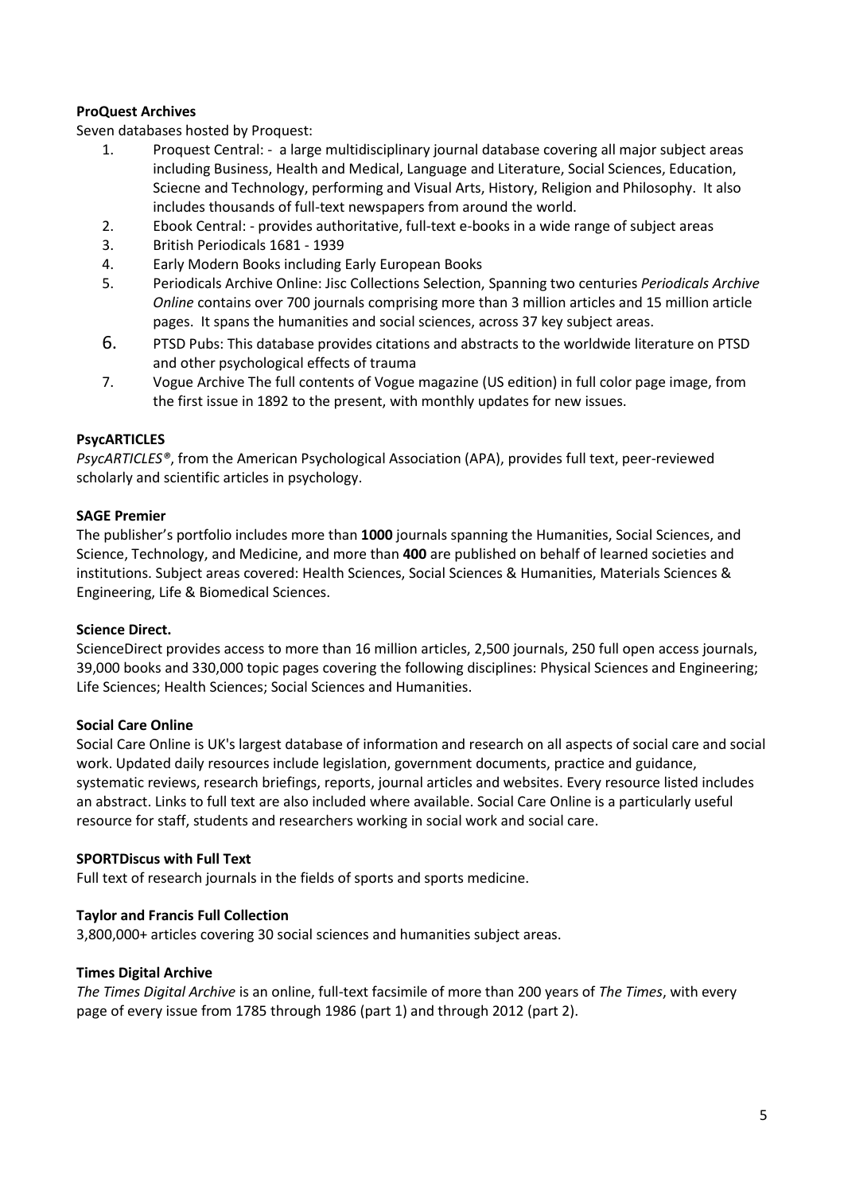**ProQuest Archives**

Seven databases hosted by Proquest:

1. Proquest Central: - a large multidisciplinary journal database covering all major subject areas including Business, Health and Medical, Language and Literature, Social Sciences, Education, Sciecne and Technology, performing and Visual Arts, History, Religion and Philosophy. It also includes thousands of full-text newspapers from around the world.
2. Ebook Central: - provides authoritative, full-text e-books in a wide range of subject areas
3. British Periodicals 1681 - 1939
4. Early Modern Books including Early European Books
5. Periodicals Archive Online: Jisc Collections Selection, Spanning two centuries *Periodicals Archive Online* contains over 700 journals comprising more than 3 million articles and 15 million article pages. It spans the humanities and social sciences, across 37 key subject areas.
6. PTSD Pubs: This database provides citations and abstracts to the worldwide literature on PTSD and other psychological effects of trauma
7. Vogue Archive The full contents of Vogue magazine (US edition) in full color page image, from the first issue in 1892 to the present, with monthly updates for new issues.

**PsycARTICLES**

*PsycARTICLES®*, from the American Psychological Association (APA), provides full text, peer-reviewed scholarly and scientific articles in psychology.

**SAGE Premier**

The publisher's portfolio includes more than **1000** journals spanning the Humanities, Social Sciences, and Science, Technology, and Medicine, and more than **400** are published on behalf of learned societies and institutions. Subject areas covered: Health Sciences, Social Sciences & Humanities, Materials Sciences & Engineering, Life & Biomedical Sciences.

**Science Direct.**

ScienceDirect provides access to more than 16 million articles, 2,500 journals, 250 full open access journals, 39,000 books and 330,000 topic pages covering the following disciplines: Physical Sciences and Engineering; Life Sciences; Health Sciences; Social Sciences and Humanities.

**Social Care Online**

Social Care Online is UK's largest database of information and research on all aspects of social care and social work. Updated daily resources include legislation, government documents, practice and guidance, systematic reviews, research briefings, reports, journal articles and websites. Every resource listed includes an abstract. Links to full text are also included where available. Social Care Online is a particularly useful resource for staff, students and researchers working in social work and social care.

**SPORTDiscus with Full Text**

Full text of research journals in the fields of sports and sports medicine.

**Taylor and Francis Full Collection**

3,800,000+ articles covering 30 social sciences and humanities subject areas.

**Times Digital Archive**

*The Times Digital Archive* is an online, full-text facsimile of more than 200 years of *The Times*, with every page of every issue from 1785 through 1986 (part 1) and through 2012 (part 2).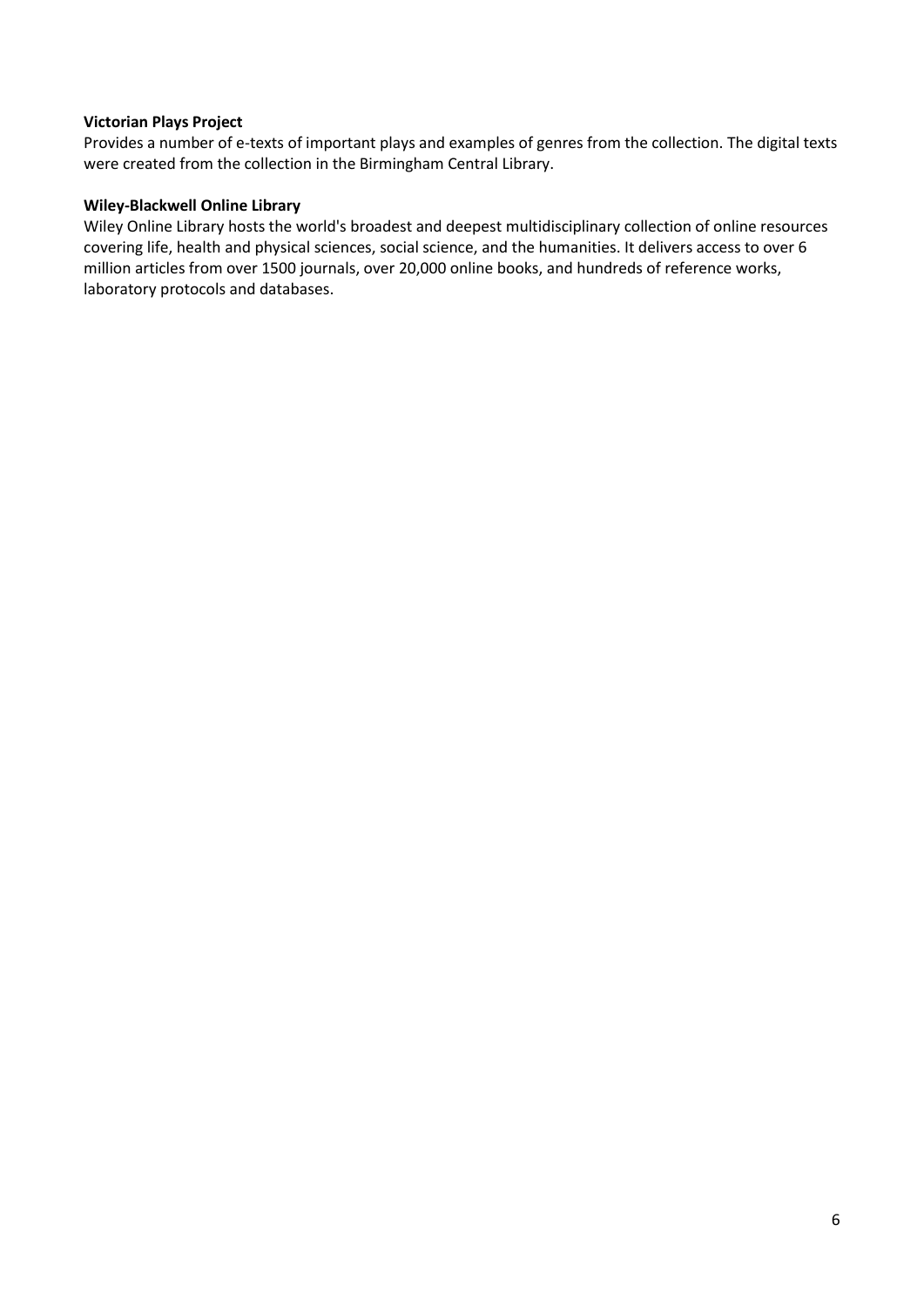**Victorian Plays Project**
Provides a number of e-texts of important plays and examples of genres from the collection. The digital texts were created from the collection in the Birmingham Central Library.

**Wiley-Blackwell Online Library**
Wiley Online Library hosts the world's broadest and deepest multidisciplinary collection of online resources covering life, health and physical sciences, social science, and the humanities. It delivers access to over 6 million articles from over 1500 journals, over 20,000 online books, and hundreds of reference works, laboratory protocols and databases.